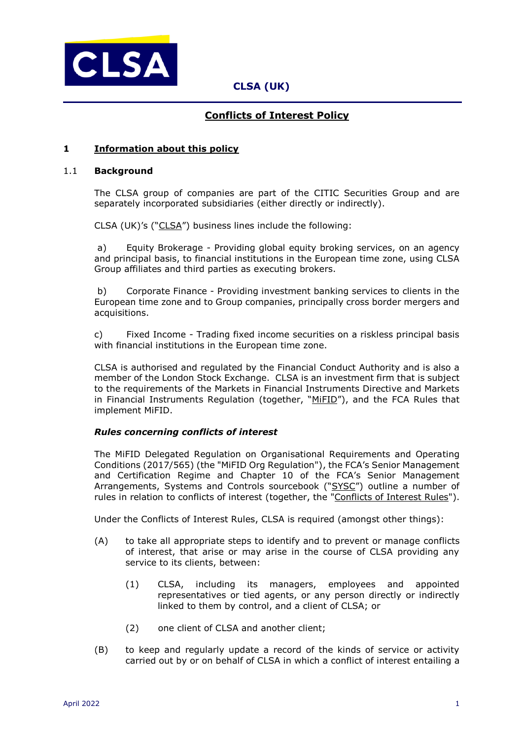CLSA

**CLSA (UK)**

# Conflicts of Interest Policy

## 1 Information about this policy

### 1.1 Background

The CLSA group of companies are part of the CITIC Securities Group and are separately incorporated subsidiaries (either directly or indirectly).

CLSA (UK)'s ("CLSA") business lines include the following:

a) Equity Brokerage - Providing global equity broking services, on an agency and principal basis, to financial institutions in the European time zone, using CLSA Group affiliates and third parties as executing brokers.

b) Corporate Finance - Providing investment banking services to clients in the European time zone and to Group companies, principally cross border mergers and acquisitions.

c) Fixed Income - Trading fixed income securities on a riskless principal basis with financial institutions in the European time zone.

CLSA is authorised and regulated by the Financial Conduct Authority and is also a member of the London Stock Exchange. CLSA is an investment firm that is subject to the requirements of the Markets in Financial Instruments Directive and Markets in Financial Instruments Regulation (together, "MiFID"), and the FCA Rules that implement MiFID.

***Rules concerning conflicts of interest***

The MiFID Delegated Regulation on Organisational Requirements and Operating Conditions (2017/565) (the "MiFID Org Regulation"), the FCA's Senior Management and Certification Regime and Chapter 10 of the FCA's Senior Management Arrangements, Systems and Controls sourcebook ("SYSC") outline a number of rules in relation to conflicts of interest (together, the "Conflicts of Interest Rules").

Under the Conflicts of Interest Rules, CLSA is required (amongst other things):

(A) to take all appropriate steps to identify and to prevent or manage conflicts of interest, that arise or may arise in the course of CLSA providing any service to its clients, between:

(1) CLSA, including its managers, employees and appointed representatives or tied agents, or any person directly or indirectly linked to them by control, and a client of CLSA; or

(2) one client of CLSA and another client;

(B) to keep and regularly update a record of the kinds of service or activity carried out by or on behalf of CLSA in which a conflict of interest entailing a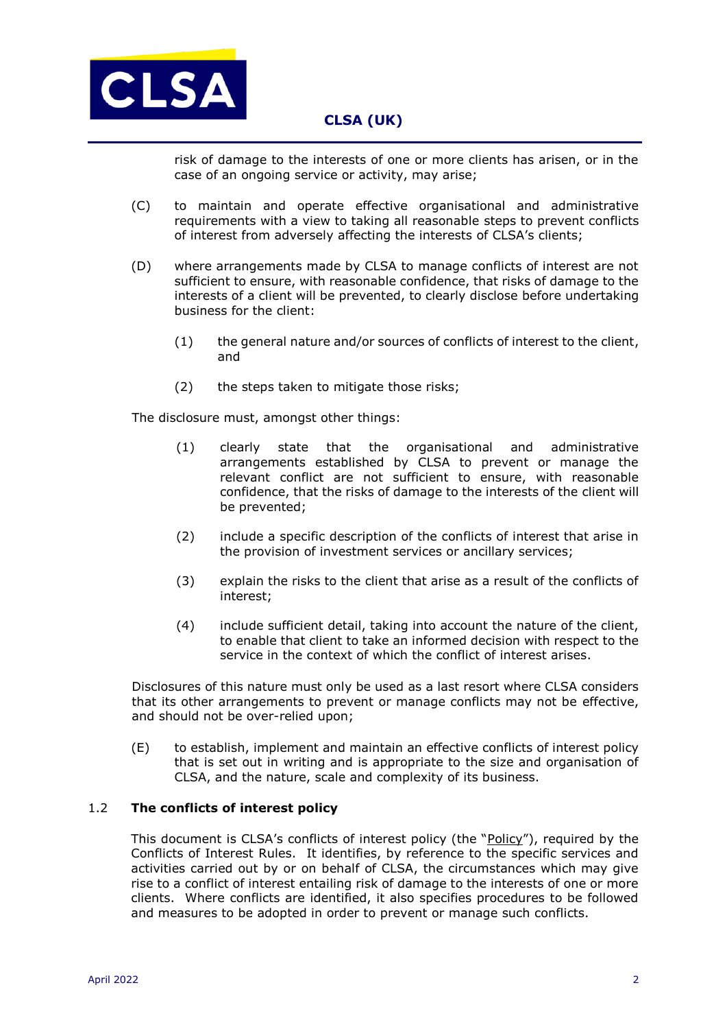risk of damage to the interests of one or more clients has arisen, or in the case of an ongoing service or activity, may arise;

(C) to maintain and operate effective organisational and administrative requirements with a view to taking all reasonable steps to prevent conflicts of interest from adversely affecting the interests of CLSA's clients;

(D) where arrangements made by CLSA to manage conflicts of interest are not sufficient to ensure, with reasonable confidence, that risks of damage to the interests of a client will be prevented, to clearly disclose before undertaking business for the client:

   (1) the general nature and/or sources of conflicts of interest to the client, and

   (2) the steps taken to mitigate those risks;

The disclosure must, amongst other things:

   (1) clearly state that the organisational and administrative arrangements established by CLSA to prevent or manage the relevant conflict are not sufficient to ensure, with reasonable confidence, that the risks of damage to the interests of the client will be prevented;

   (2) include a specific description of the conflicts of interest that arise in the provision of investment services or ancillary services;

   (3) explain the risks to the client that arise as a result of the conflicts of interest;

   (4) include sufficient detail, taking into account the nature of the client, to enable that client to take an informed decision with respect to the service in the context of which the conflict of interest arises.

Disclosures of this nature must only be used as a last resort where CLSA considers that its other arrangements to prevent or manage conflicts may not be effective, and should not be over-relied upon;

(E) to establish, implement and maintain an effective conflicts of interest policy that is set out in writing and is appropriate to the size and organisation of CLSA, and the nature, scale and complexity of its business.

### 1.2 The conflicts of interest policy

This document is CLSA's conflicts of interest policy (the "Policy"), required by the Conflicts of Interest Rules. It identifies, by reference to the specific services and activities carried out by or on behalf of CLSA, the circumstances which may give rise to a conflict of interest entailing risk of damage to the interests of one or more clients. Where conflicts are identified, it also specifies procedures to be followed and measures to be adopted in order to prevent or manage such conflicts.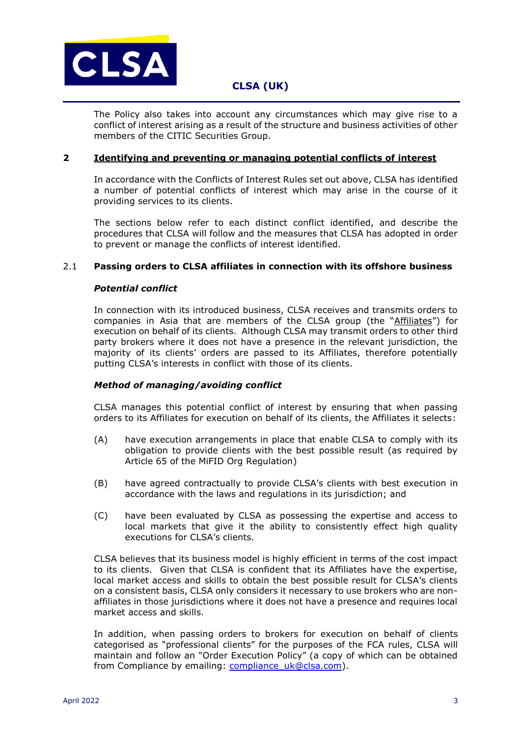The Policy also takes into account any circumstances which may give rise to a conflict of interest arising as a result of the structure and business activities of other members of the CITIC Securities Group.

## 2 Identifying and preventing or managing potential conflicts of interest

In accordance with the Conflicts of Interest Rules set out above, CLSA has identified a number of potential conflicts of interest which may arise in the course of it providing services to its clients.

The sections below refer to each distinct conflict identified, and describe the procedures that CLSA will follow and the measures that CLSA has adopted in order to prevent or manage the conflicts of interest identified.

### 2.1 Passing orders to CLSA affiliates in connection with its offshore business

***Potential conflict***

In connection with its introduced business, CLSA receives and transmits orders to companies in Asia that are members of the CLSA group (the "Affiliates") for execution on behalf of its clients. Although CLSA may transmit orders to other third party brokers where it does not have a presence in the relevant jurisdiction, the majority of its clients' orders are passed to its Affiliates, therefore potentially putting CLSA's interests in conflict with those of its clients.

***Method of managing/avoiding conflict***

CLSA manages this potential conflict of interest by ensuring that when passing orders to its Affiliates for execution on behalf of its clients, the Affiliates it selects:

(A) have execution arrangements in place that enable CLSA to comply with its obligation to provide clients with the best possible result (as required by Article 65 of the MiFID Org Regulation)

(B) have agreed contractually to provide CLSA's clients with best execution in accordance with the laws and regulations in its jurisdiction; and

(C) have been evaluated by CLSA as possessing the expertise and access to local markets that give it the ability to consistently effect high quality executions for CLSA's clients.

CLSA believes that its business model is highly efficient in terms of the cost impact to its clients. Given that CLSA is confident that its Affiliates have the expertise, local market access and skills to obtain the best possible result for CLSA's clients on a consistent basis, CLSA only considers it necessary to use brokers who are non-affiliates in those jurisdictions where it does not have a presence and requires local market access and skills.

In addition, when passing orders to brokers for execution on behalf of clients categorised as "professional clients" for the purposes of the FCA rules, CLSA will maintain and follow an "Order Execution Policy" (a copy of which can be obtained from Compliance by emailing: compliance_uk@clsa.com).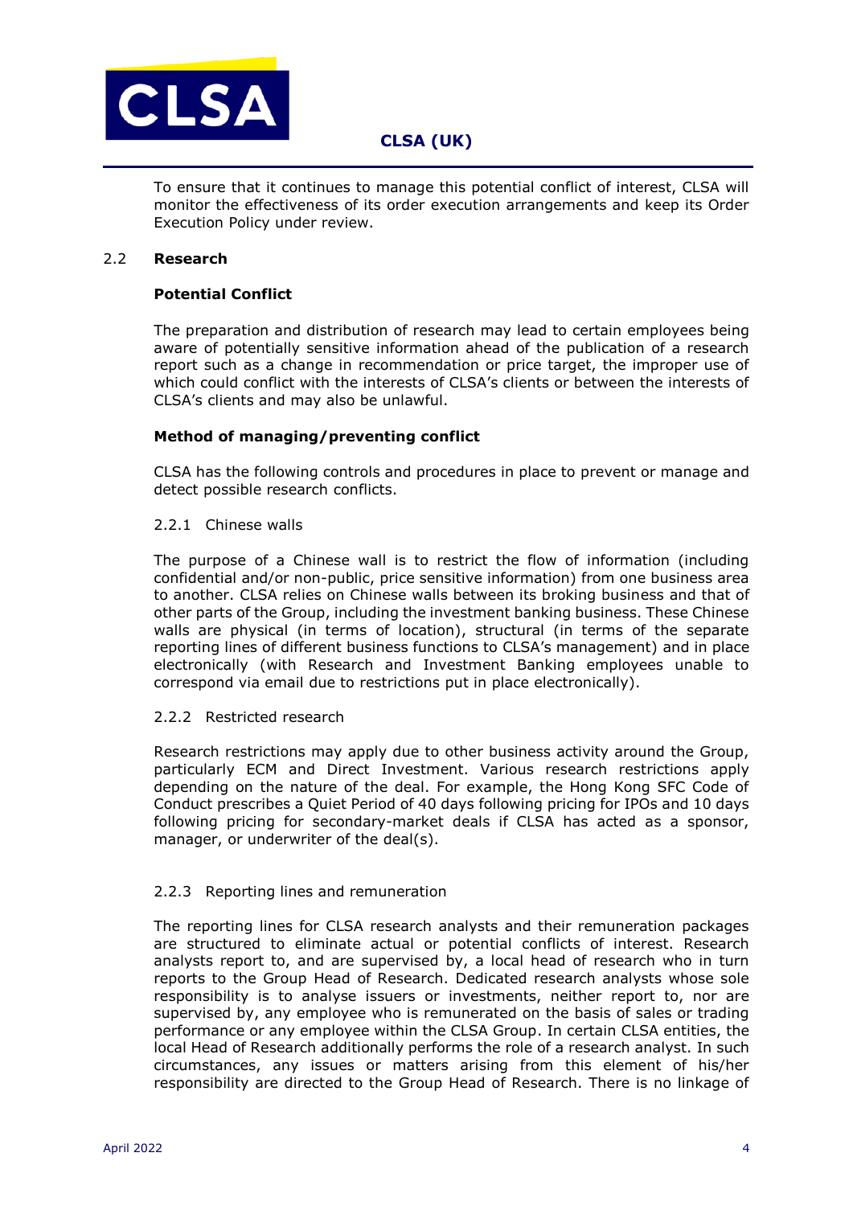To ensure that it continues to manage this potential conflict of interest, CLSA will monitor the effectiveness of its order execution arrangements and keep its Order Execution Policy under review.

## 2.2 Research

**Potential Conflict**

The preparation and distribution of research may lead to certain employees being aware of potentially sensitive information ahead of the publication of a research report such as a change in recommendation or price target, the improper use of which could conflict with the interests of CLSA's clients or between the interests of CLSA's clients and may also be unlawful.

**Method of managing/preventing conflict**

CLSA has the following controls and procedures in place to prevent or manage and detect possible research conflicts.

### 2.2.1 Chinese walls

The purpose of a Chinese wall is to restrict the flow of information (including confidential and/or non-public, price sensitive information) from one business area to another. CLSA relies on Chinese walls between its broking business and that of other parts of the Group, including the investment banking business. These Chinese walls are physical (in terms of location), structural (in terms of the separate reporting lines of different business functions to CLSA's management) and in place electronically (with Research and Investment Banking employees unable to correspond via email due to restrictions put in place electronically).

### 2.2.2 Restricted research

Research restrictions may apply due to other business activity around the Group, particularly ECM and Direct Investment. Various research restrictions apply depending on the nature of the deal. For example, the Hong Kong SFC Code of Conduct prescribes a Quiet Period of 40 days following pricing for IPOs and 10 days following pricing for secondary-market deals if CLSA has acted as a sponsor, manager, or underwriter of the deal(s).

### 2.2.3 Reporting lines and remuneration

The reporting lines for CLSA research analysts and their remuneration packages are structured to eliminate actual or potential conflicts of interest. Research analysts report to, and are supervised by, a local head of research who in turn reports to the Group Head of Research. Dedicated research analysts whose sole responsibility is to analyse issuers or investments, neither report to, nor are supervised by, any employee who is remunerated on the basis of sales or trading performance or any employee within the CLSA Group. In certain CLSA entities, the local Head of Research additionally performs the role of a research analyst. In such circumstances, any issues or matters arising from this element of his/her responsibility are directed to the Group Head of Research. There is no linkage of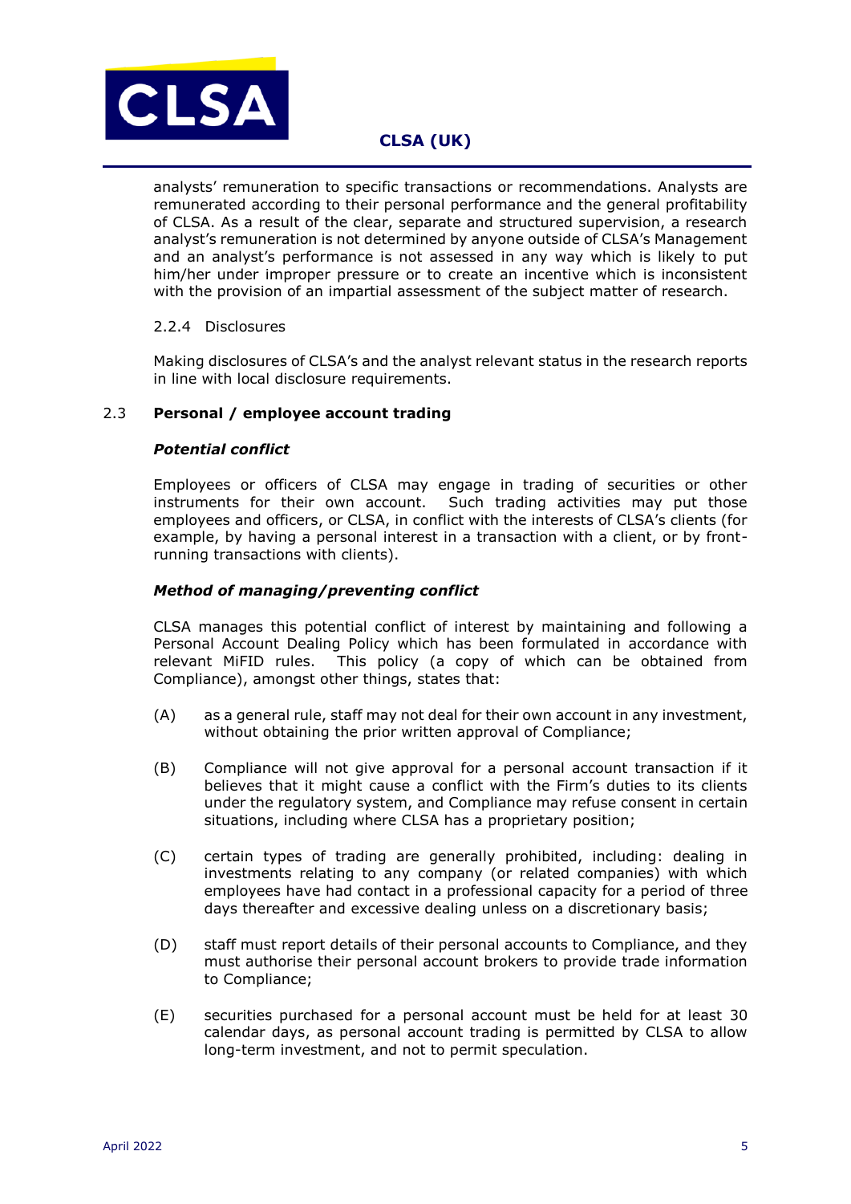analysts' remuneration to specific transactions or recommendations. Analysts are remunerated according to their personal performance and the general profitability of CLSA. As a result of the clear, separate and structured supervision, a research analyst's remuneration is not determined by anyone outside of CLSA's Management and an analyst's performance is not assessed in any way which is likely to put him/her under improper pressure or to create an incentive which is inconsistent with the provision of an impartial assessment of the subject matter of research.

2.2.4 Disclosures

Making disclosures of CLSA's and the analyst relevant status in the research reports in line with local disclosure requirements.

## 2.3 Personal / employee account trading

***Potential conflict***

Employees or officers of CLSA may engage in trading of securities or other instruments for their own account. Such trading activities may put those employees and officers, or CLSA, in conflict with the interests of CLSA's clients (for example, by having a personal interest in a transaction with a client, or by front-running transactions with clients).

***Method of managing/preventing conflict***

CLSA manages this potential conflict of interest by maintaining and following a Personal Account Dealing Policy which has been formulated in accordance with relevant MiFID rules. This policy (a copy of which can be obtained from Compliance), amongst other things, states that:

(A) as a general rule, staff may not deal for their own account in any investment, without obtaining the prior written approval of Compliance;

(B) Compliance will not give approval for a personal account transaction if it believes that it might cause a conflict with the Firm's duties to its clients under the regulatory system, and Compliance may refuse consent in certain situations, including where CLSA has a proprietary position;

(C) certain types of trading are generally prohibited, including: dealing in investments relating to any company (or related companies) with which employees have had contact in a professional capacity for a period of three days thereafter and excessive dealing unless on a discretionary basis;

(D) staff must report details of their personal accounts to Compliance, and they must authorise their personal account brokers to provide trade information to Compliance;

(E) securities purchased for a personal account must be held for at least 30 calendar days, as personal account trading is permitted by CLSA to allow long-term investment, and not to permit speculation.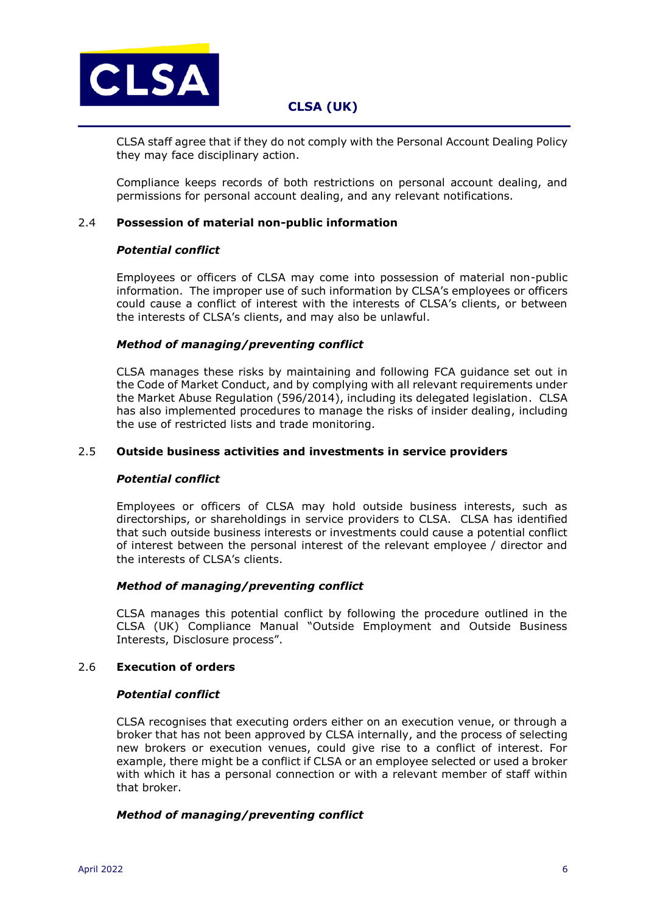CLSA staff agree that if they do not comply with the Personal Account Dealing Policy they may face disciplinary action.

Compliance keeps records of both restrictions on personal account dealing, and permissions for personal account dealing, and any relevant notifications.

### 2.4 Possession of material non-public information

***Potential conflict***

Employees or officers of CLSA may come into possession of material non-public information. The improper use of such information by CLSA's employees or officers could cause a conflict of interest with the interests of CLSA's clients, or between the interests of CLSA's clients, and may also be unlawful.

***Method of managing/preventing conflict***

CLSA manages these risks by maintaining and following FCA guidance set out in the Code of Market Conduct, and by complying with all relevant requirements under the Market Abuse Regulation (596/2014), including its delegated legislation. CLSA has also implemented procedures to manage the risks of insider dealing, including the use of restricted lists and trade monitoring.

### 2.5 Outside business activities and investments in service providers

***Potential conflict***

Employees or officers of CLSA may hold outside business interests, such as directorships, or shareholdings in service providers to CLSA. CLSA has identified that such outside business interests or investments could cause a potential conflict of interest between the personal interest of the relevant employee / director and the interests of CLSA's clients.

***Method of managing/preventing conflict***

CLSA manages this potential conflict by following the procedure outlined in the CLSA (UK) Compliance Manual "Outside Employment and Outside Business Interests, Disclosure process".

### 2.6 Execution of orders

***Potential conflict***

CLSA recognises that executing orders either on an execution venue, or through a broker that has not been approved by CLSA internally, and the process of selecting new brokers or execution venues, could give rise to a conflict of interest. For example, there might be a conflict if CLSA or an employee selected or used a broker with which it has a personal connection or with a relevant member of staff within that broker.

***Method of managing/preventing conflict***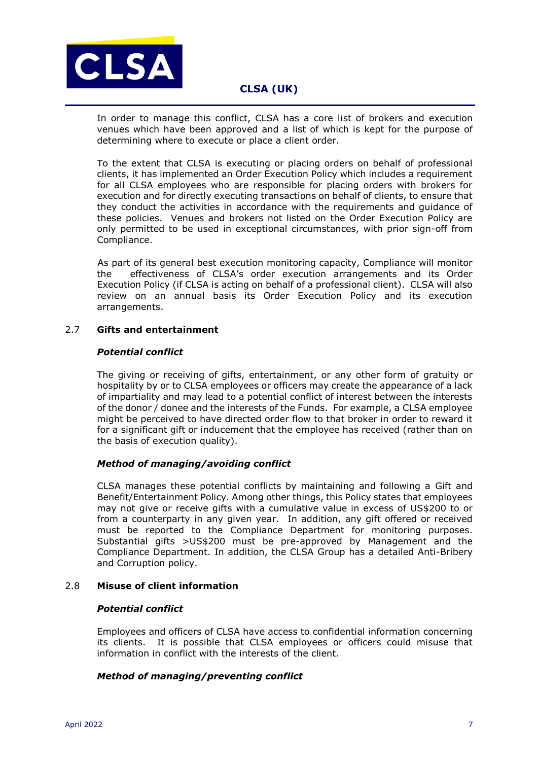In order to manage this conflict, CLSA has a core list of brokers and execution venues which have been approved and a list of which is kept for the purpose of determining where to execute or place a client order.

To the extent that CLSA is executing or placing orders on behalf of professional clients, it has implemented an Order Execution Policy which includes a requirement for all CLSA employees who are responsible for placing orders with brokers for execution and for directly executing transactions on behalf of clients, to ensure that they conduct the activities in accordance with the requirements and guidance of these policies. Venues and brokers not listed on the Order Execution Policy are only permitted to be used in exceptional circumstances, with prior sign-off from Compliance.

As part of its general best execution monitoring capacity, Compliance will monitor the effectiveness of CLSA's order execution arrangements and its Order Execution Policy (if CLSA is acting on behalf of a professional client). CLSA will also review on an annual basis its Order Execution Policy and its execution arrangements.

### 2.7 Gifts and entertainment

***Potential conflict***

The giving or receiving of gifts, entertainment, or any other form of gratuity or hospitality by or to CLSA employees or officers may create the appearance of a lack of impartiality and may lead to a potential conflict of interest between the interests of the donor / donee and the interests of the Funds. For example, a CLSA employee might be perceived to have directed order flow to that broker in order to reward it for a significant gift or inducement that the employee has received (rather than on the basis of execution quality).

***Method of managing/avoiding conflict***

CLSA manages these potential conflicts by maintaining and following a Gift and Benefit/Entertainment Policy. Among other things, this Policy states that employees may not give or receive gifts with a cumulative value in excess of US$200 to or from a counterparty in any given year. In addition, any gift offered or received must be reported to the Compliance Department for monitoring purposes. Substantial gifts >US$200 must be pre-approved by Management and the Compliance Department. In addition, the CLSA Group has a detailed Anti-Bribery and Corruption policy.

### 2.8 Misuse of client information

***Potential conflict***

Employees and officers of CLSA have access to confidential information concerning its clients. It is possible that CLSA employees or officers could misuse that information in conflict with the interests of the client.

***Method of managing/preventing conflict***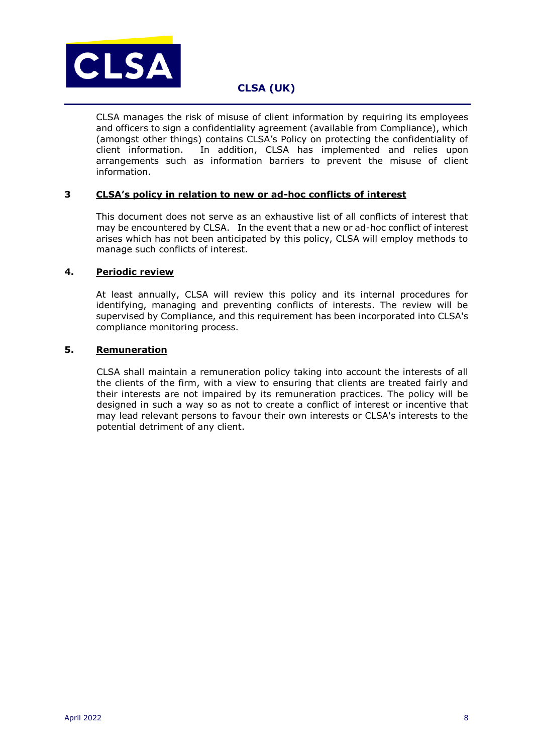CLSA manages the risk of misuse of client information by requiring its employees and officers to sign a confidentiality agreement (available from Compliance), which (amongst other things) contains CLSA's Policy on protecting the confidentiality of client information. In addition, CLSA has implemented and relies upon arrangements such as information barriers to prevent the misuse of client information.

## 3 CLSA's policy in relation to new or ad-hoc conflicts of interest

This document does not serve as an exhaustive list of all conflicts of interest that may be encountered by CLSA. In the event that a new or ad-hoc conflict of interest arises which has not been anticipated by this policy, CLSA will employ methods to manage such conflicts of interest.

## 4. Periodic review

At least annually, CLSA will review this policy and its internal procedures for identifying, managing and preventing conflicts of interests. The review will be supervised by Compliance, and this requirement has been incorporated into CLSA's compliance monitoring process.

## 5. Remuneration

CLSA shall maintain a remuneration policy taking into account the interests of all the clients of the firm, with a view to ensuring that clients are treated fairly and their interests are not impaired by its remuneration practices. The policy will be designed in such a way so as not to create a conflict of interest or incentive that may lead relevant persons to favour their own interests or CLSA's interests to the potential detriment of any client.